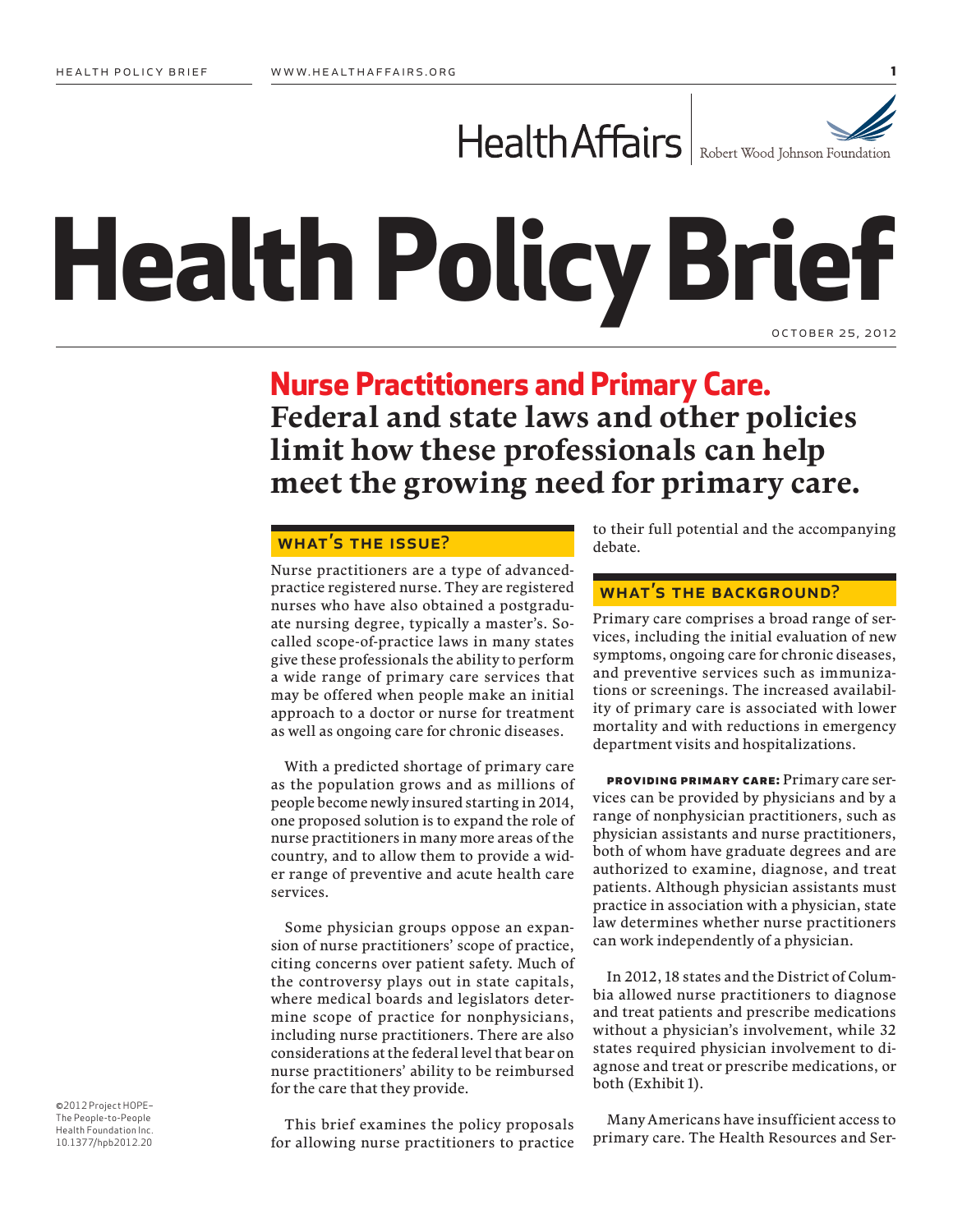# Health Policy Brief

October 25, 2012

## Nurse Practitioners and Primary Care.

**Federal and state laws and other policies limit how these professionals can help meet the growing need for primary care.**

### What's the Issue?

Nurse practitioners are a type of advanced-practice registered nurse. They are registered nurses who have also obtained a postgraduate nursing degree, typically a master's. So-called scope-of-practice laws in many states give these professionals the ability to perform a wide range of primary care services that may be offered when people make an initial approach to a doctor or nurse for treatment as well as ongoing care for chronic diseases.

With a predicted shortage of primary care as the population grows and as millions of people become newly insured starting in 2014, one proposed solution is to expand the role of nurse practitioners in many more areas of the country, and to allow them to provide a wider range of preventive and acute health care services.

Some physician groups oppose an expansion of nurse practitioners' scope of practice, citing concerns over patient safety. Much of the controversy plays out in state capitals, where medical boards and legislators determine scope of practice for nonphysicians, including nurse practitioners. There are also considerations at the federal level that bear on nurse practitioners' ability to be reimbursed for the care that they provide.

This brief examines the policy proposals for allowing nurse practitioners to practice to their full potential and the accompanying debate.

### What's the Background?

Primary care comprises a broad range of services, including the initial evaluation of new symptoms, ongoing care for chronic diseases, and preventive services such as immunizations or screenings. The increased availability of primary care is associated with lower mortality and with reductions in emergency department visits and hospitalizations.

**Providing primary care:** Primary care services can be provided by physicians and by a range of nonphysician practitioners, such as physician assistants and nurse practitioners, both of whom have graduate degrees and are authorized to examine, diagnose, and treat patients. Although physician assistants must practice in association with a physician, state law determines whether nurse practitioners can work independently of a physician.

In 2012, 18 states and the District of Columbia allowed nurse practitioners to diagnose and treat patients and prescribe medications without a physician's involvement, while 32 states required physician involvement to diagnose and treat or prescribe medications, or both (Exhibit 1).

Many Americans have insufficient access to primary care. The Health Resources and Ser-

©2012 Project HOPE–The People-to-People Health Foundation Inc. 10.1377/hpb2012.20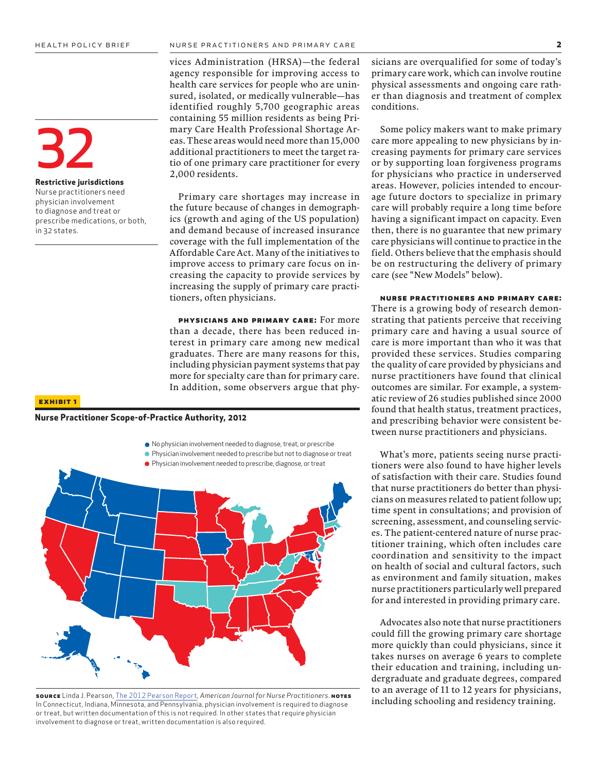vices Administration (HRSA)—the federal agency responsible for improving access to health care services for people who are uninsured, isolated, or medically vulnerable—has identified roughly 5,700 geographic areas containing 55 million residents as being Primary Care Health Professional Shortage Areas. These areas would need more than 15,000 additional practitioners to meet the target ratio of one primary care practitioner for every 2,000 residents.

**32**

**Restrictive jurisdictions**
Nurse practitioners need physician involvement to diagnose and treat or prescribe medications, or both, in 32 states.

Primary care shortages may increase in the future because of changes in demographics (growth and aging of the US population) and demand because of increased insurance coverage with the full implementation of the Affordable Care Act. Many of the initiatives to improve access to primary care focus on increasing the capacity to provide services by increasing the supply of primary care practitioners, often physicians.

**PHYSICIANS AND PRIMARY CARE:** For more than a decade, there has been reduced interest in primary care among new medical graduates. There are many reasons for this, including physician payment systems that pay more for specialty care than for primary care. In addition, some observers argue that physicians are overqualified for some of today's primary care work, which can involve routine physical assessments and ongoing care rather than diagnosis and treatment of complex conditions.

Some policy makers want to make primary care more appealing to new physicians by increasing payments for primary care services or by supporting loan forgiveness programs for physicians who practice in underserved areas. However, policies intended to encourage future doctors to specialize in primary care will probably require a long time before having a significant impact on capacity. Even then, there is no guarantee that new primary care physicians will continue to practice in the field. Others believe that the emphasis should be on restructuring the delivery of primary care (see "New Models" below).

**NURSE PRACTITIONERS AND PRIMARY CARE:** There is a growing body of research demonstrating that patients perceive that receiving primary care and having a usual source of care is more important than who it was that provided these services. Studies comparing the quality of care provided by physicians and nurse practitioners have found that clinical outcomes are similar. For example, a systematic review of 26 studies published since 2000 found that health status, treatment practices, and prescribing behavior were consistent between nurse practitioners and physicians.

What's more, patients seeing nurse practitioners were also found to have higher levels of satisfaction with their care. Studies found that nurse practitioners do better than physicians on measures related to patient follow up; time spent in consultations; and provision of screening, assessment, and counseling services. The patient-centered nature of nurse practitioner training, which often includes care coordination and sensitivity to the impact on health of social and cultural factors, such as environment and family situation, makes nurse practitioners particularly well prepared for and interested in providing primary care.

Advocates also note that nurse practitioners could fill the growing primary care shortage more quickly than could physicians, since it takes nurses on average 6 years to complete their education and training, including undergraduate and graduate degrees, compared to an average of 11 to 12 years for physicians, including schooling and residency training.

**EXHIBIT 1**

**Nurse Practitioner Scope-of-Practice Authority, 2012**

- No physician involvement needed to diagnose, treat, or prescribe
- Physician involvement needed to prescribe but not to diagnose or treat
- Physician involvement needed to prescribe, diagnose, or treat

**SOURCE** Linda J. Pearson, The 2012 Pearson Report, *American Journal for Nurse Practitioners*. **NOTES** In Connecticut, Indiana, Minnesota, and Pennsylvania, physician involvement is required to diagnose or treat, but written documentation of this is not required. In other states that require physician involvement to diagnose or treat, written documentation is also required.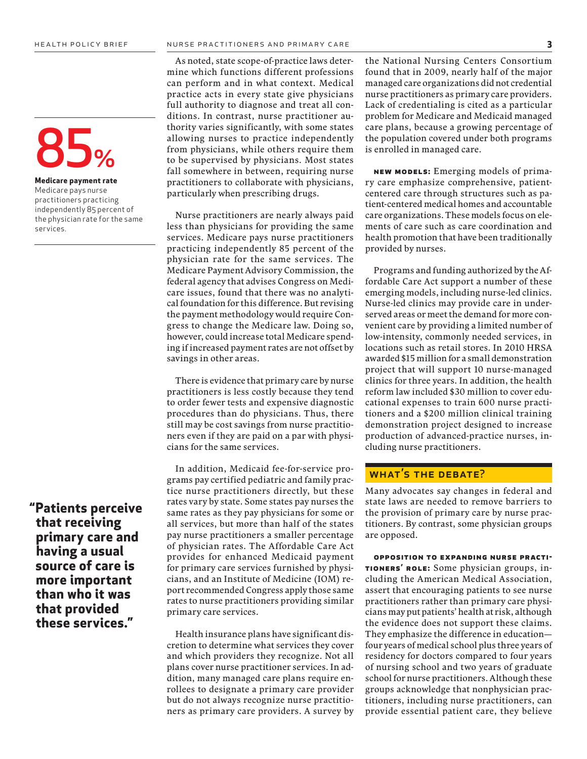**85%**

**Medicare payment rate**
Medicare pays nurse practitioners practicing independently 85 percent of the physician rate for the same services.

As noted, state scope-of-practice laws determine which functions different professions can perform and in what context. Medical practice acts in every state give physicians full authority to diagnose and treat all conditions. In contrast, nurse practitioner authority varies significantly, with some states allowing nurses to practice independently from physicians, while others require them to be supervised by physicians. Most states fall somewhere in between, requiring nurse practitioners to collaborate with physicians, particularly when prescribing drugs.

Nurse practitioners are nearly always paid less than physicians for providing the same services. Medicare pays nurse practitioners practicing independently 85 percent of the physician rate for the same services. The Medicare Payment Advisory Commission, the federal agency that advises Congress on Medicare issues, found that there was no analytical foundation for this difference. But revising the payment methodology would require Congress to change the Medicare law. Doing so, however, could increase total Medicare spending if increased payment rates are not offset by savings in other areas.

There is evidence that primary care by nurse practitioners is less costly because they tend to order fewer tests and expensive diagnostic procedures than do physicians. Thus, there still may be cost savings from nurse practitioners even if they are paid on a par with physicians for the same services.

In addition, Medicaid fee-for-service programs pay certified pediatric and family practice nurse practitioners directly, but these rates vary by state. Some states pay nurses the same rates as they pay physicians for some or all services, but more than half of the states pay nurse practitioners a smaller percentage of physician rates. The Affordable Care Act provides for enhanced Medicaid payment for primary care services furnished by physicians, and an Institute of Medicine (IOM) report recommended Congress apply those same rates to nurse practitioners providing similar primary care services.

**"Patients perceive that receiving primary care and having a usual source of care is more important than who it was that provided these services."**

Health insurance plans have significant discretion to determine what services they cover and which providers they recognize. Not all plans cover nurse practitioner services. In addition, many managed care plans require enrollees to designate a primary care provider but do not always recognize nurse practitioners as primary care providers. A survey by the National Nursing Centers Consortium found that in 2009, nearly half of the major managed care organizations did not credential nurse practitioners as primary care providers. Lack of credentialing is cited as a particular problem for Medicare and Medicaid managed care plans, because a growing percentage of the population covered under both programs is enrolled in managed care.

**NEW MODELS:** Emerging models of primary care emphasize comprehensive, patient-centered care through structures such as patient-centered medical homes and accountable care organizations. These models focus on elements of care such as care coordination and health promotion that have been traditionally provided by nurses.

Programs and funding authorized by the Affordable Care Act support a number of these emerging models, including nurse-led clinics. Nurse-led clinics may provide care in underserved areas or meet the demand for more convenient care by providing a limited number of low-intensity, commonly needed services, in locations such as retail stores. In 2010 HRSA awarded $15 million for a small demonstration project that will support 10 nurse-managed clinics for three years. In addition, the health reform law included $30 million to cover educational expenses to train 600 nurse practitioners and a $200 million clinical training demonstration project designed to increase production of advanced-practice nurses, including nurse practitioners.

## WHAT'S THE DEBATE?

Many advocates say changes in federal and state laws are needed to remove barriers to the provision of primary care by nurse practitioners. By contrast, some physician groups are opposed.

**OPPOSITION TO EXPANDING NURSE PRACTITIONERS' ROLE:** Some physician groups, including the American Medical Association, assert that encouraging patients to see nurse practitioners rather than primary care physicians may put patients' health at risk, although the evidence does not support these claims. They emphasize the difference in education—four years of medical school plus three years of residency for doctors compared to four years of nursing school and two years of graduate school for nurse practitioners. Although these groups acknowledge that nonphysician practitioners, including nurse practitioners, can provide essential patient care, they believe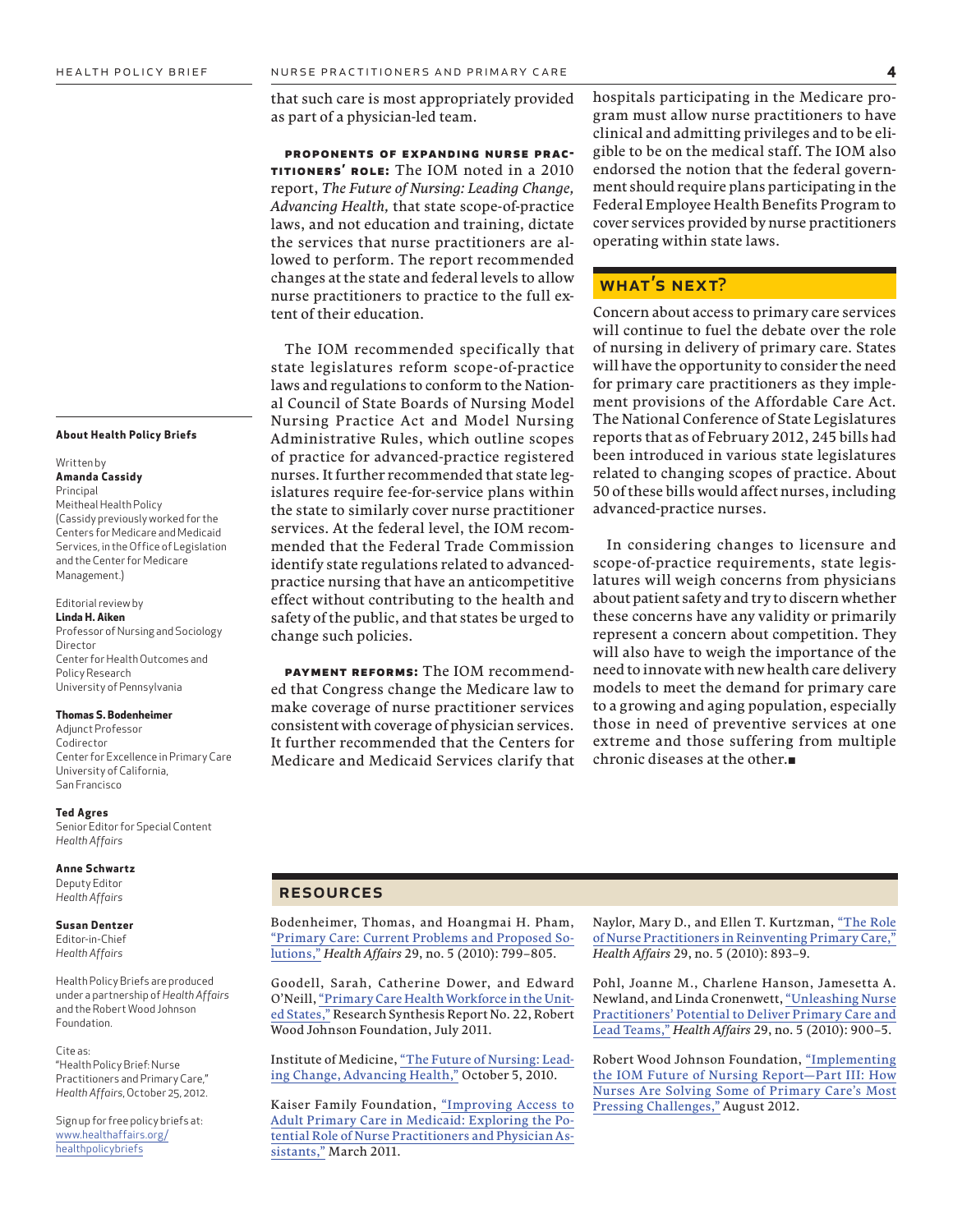that such care is most appropriately provided as part of a physician-led team.

**Proponents of expanding nurse practitioners' role:** The IOM noted in a 2010 report, *The Future of Nursing: Leading Change, Advancing Health,* that state scope-of-practice laws, and not education and training, dictate the services that nurse practitioners are allowed to perform. The report recommended changes at the state and federal levels to allow nurse practitioners to practice to the full extent of their education.

The IOM recommended specifically that state legislatures reform scope-of-practice laws and regulations to conform to the National Council of State Boards of Nursing Model Nursing Practice Act and Model Nursing Administrative Rules, which outline scopes of practice for advanced-practice registered nurses. It further recommended that state legislatures require fee-for-service plans within the state to similarly cover nurse practitioner services. At the federal level, the IOM recommended that the Federal Trade Commission identify state regulations related to advanced-practice nursing that have an anticompetitive effect without contributing to the health and safety of the public, and that states be urged to change such policies.

**Payment reforms:** The IOM recommended that Congress change the Medicare law to make coverage of nurse practitioner services consistent with coverage of physician services. It further recommended that the Centers for Medicare and Medicaid Services clarify that hospitals participating in the Medicare program must allow nurse practitioners to have clinical and admitting privileges and to be eligible to be on the medical staff. The IOM also endorsed the notion that the federal government should require plans participating in the Federal Employee Health Benefits Program to cover services provided by nurse practitioners operating within state laws.

## What's Next?

Concern about access to primary care services will continue to fuel the debate over the role of nursing in delivery of primary care. States will have the opportunity to consider the need for primary care practitioners as they implement provisions of the Affordable Care Act. The National Conference of State Legislatures reports that as of February 2012, 245 bills had been introduced in various state legislatures related to changing scopes of practice. About 50 of these bills would affect nurses, including advanced-practice nurses.

In considering changes to licensure and scope-of-practice requirements, state legislatures will weigh concerns from physicians about patient safety and try to discern whether these concerns have any validity or primarily represent a concern about competition. They will also have to weigh the importance of the need to innovate with new health care delivery models to meet the demand for primary care to a growing and aging population, especially those in need of preventive services at one extreme and those suffering from multiple chronic diseases at the other.■

## Resources

Bodenheimer, Thomas, and Hoangmai H. Pham, "Primary Care: Current Problems and Proposed Solutions," *Health Affairs* 29, no. 5 (2010): 799–805.

Goodell, Sarah, Catherine Dower, and Edward O'Neill, "Primary Care Health Workforce in the United States," Research Synthesis Report No. 22, Robert Wood Johnson Foundation, July 2011.

Institute of Medicine, "The Future of Nursing: Leading Change, Advancing Health," October 5, 2010.

Kaiser Family Foundation, "Improving Access to Adult Primary Care in Medicaid: Exploring the Potential Role of Nurse Practitioners and Physician Assistants," March 2011.

Naylor, Mary D., and Ellen T. Kurtzman, "The Role of Nurse Practitioners in Reinventing Primary Care," *Health Affairs* 29, no. 5 (2010): 893–9.

Pohl, Joanne M., Charlene Hanson, Jamesetta A. Newland, and Linda Cronenwett, "Unleashing Nurse Practitioners' Potential to Deliver Primary Care and Lead Teams," *Health Affairs* 29, no. 5 (2010): 900–5.

Robert Wood Johnson Foundation, "Implementing the IOM Future of Nursing Report—Part III: How Nurses Are Solving Some of Primary Care's Most Pressing Challenges," August 2012.

---

**About Health Policy Briefs**

Written by
**Amanda Cassidy**
Principal
Meitheal Health Policy
(Cassidy previously worked for the Centers for Medicare and Medicaid Services, in the Office of Legislation and the Center for Medicare Management.)

Editorial review by
**Linda H. Aiken**
Professor of Nursing and Sociology
Director
Center for Health Outcomes and Policy Research
University of Pennsylvania

**Thomas S. Bodenheimer**
Adjunct Professor
Codirector
Center for Excellence in Primary Care
University of California, San Francisco

**Ted Agres**
Senior Editor for Special Content
*Health Affairs*

**Anne Schwartz**
Deputy Editor
*Health Affairs*

**Susan Dentzer**
Editor-in-Chief
*Health Affairs*

Health Policy Briefs are produced under a partnership of *Health Affairs* and the Robert Wood Johnson Foundation.

Cite as:
"Health Policy Brief: Nurse Practitioners and Primary Care," *Health Affairs*, October 25, 2012.

Sign up for free policy briefs at:
www.healthaffairs.org/healthpolicybriefs